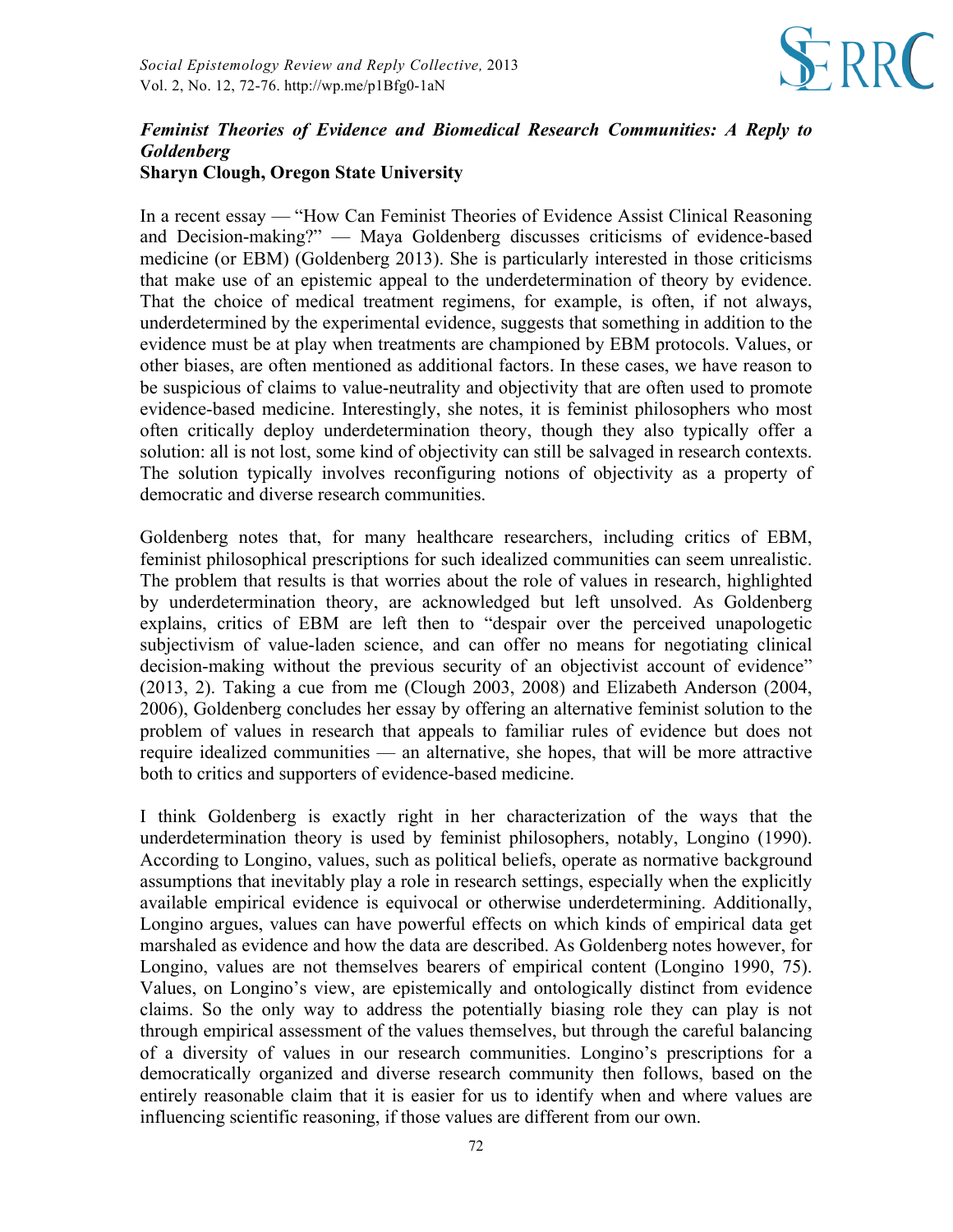## *Feminist Theories of Evidence and Biomedical Research Communities: A Reply to Goldenberg*

**Sharyn Clough, Oregon State University**

In a recent essay — "How Can Feminist Theories of Evidence Assist Clinical Reasoning and Decision-making?" — Maya Goldenberg discusses criticisms of evidence-based medicine (or EBM) (Goldenberg 2013). She is particularly interested in those criticisms that make use of an epistemic appeal to the underdetermination of theory by evidence. That the choice of medical treatment regimens, for example, is often, if not always, underdetermined by the experimental evidence, suggests that something in addition to the evidence must be at play when treatments are championed by EBM protocols. Values, or other biases, are often mentioned as additional factors. In these cases, we have reason to be suspicious of claims to value-neutrality and objectivity that are often used to promote evidence-based medicine. Interestingly, she notes, it is feminist philosophers who most often critically deploy underdetermination theory, though they also typically offer a solution: all is not lost, some kind of objectivity can still be salvaged in research contexts. The solution typically involves reconfiguring notions of objectivity as a property of democratic and diverse research communities.

Goldenberg notes that, for many healthcare researchers, including critics of EBM, feminist philosophical prescriptions for such idealized communities can seem unrealistic. The problem that results is that worries about the role of values in research, highlighted by underdetermination theory, are acknowledged but left unsolved. As Goldenberg explains, critics of EBM are left then to "despair over the perceived unapologetic subjectivism of value-laden science, and can offer no means for negotiating clinical decision-making without the previous security of an objectivist account of evidence" (2013, 2). Taking a cue from me (Clough 2003, 2008) and Elizabeth Anderson (2004, 2006), Goldenberg concludes her essay by offering an alternative feminist solution to the problem of values in research that appeals to familiar rules of evidence but does not require idealized communities — an alternative, she hopes, that will be more attractive both to critics and supporters of evidence-based medicine.

I think Goldenberg is exactly right in her characterization of the ways that the underdetermination theory is used by feminist philosophers, notably, Longino (1990). According to Longino, values, such as political beliefs, operate as normative background assumptions that inevitably play a role in research settings, especially when the explicitly available empirical evidence is equivocal or otherwise underdetermining. Additionally, Longino argues, values can have powerful effects on which kinds of empirical data get marshaled as evidence and how the data are described. As Goldenberg notes however, for Longino, values are not themselves bearers of empirical content (Longino 1990, 75). Values, on Longino's view, are epistemically and ontologically distinct from evidence claims. So the only way to address the potentially biasing role they can play is not through empirical assessment of the values themselves, but through the careful balancing of a diversity of values in our research communities. Longino's prescriptions for a democratically organized and diverse research community then follows, based on the entirely reasonable claim that it is easier for us to identify when and where values are influencing scientific reasoning, if those values are different from our own.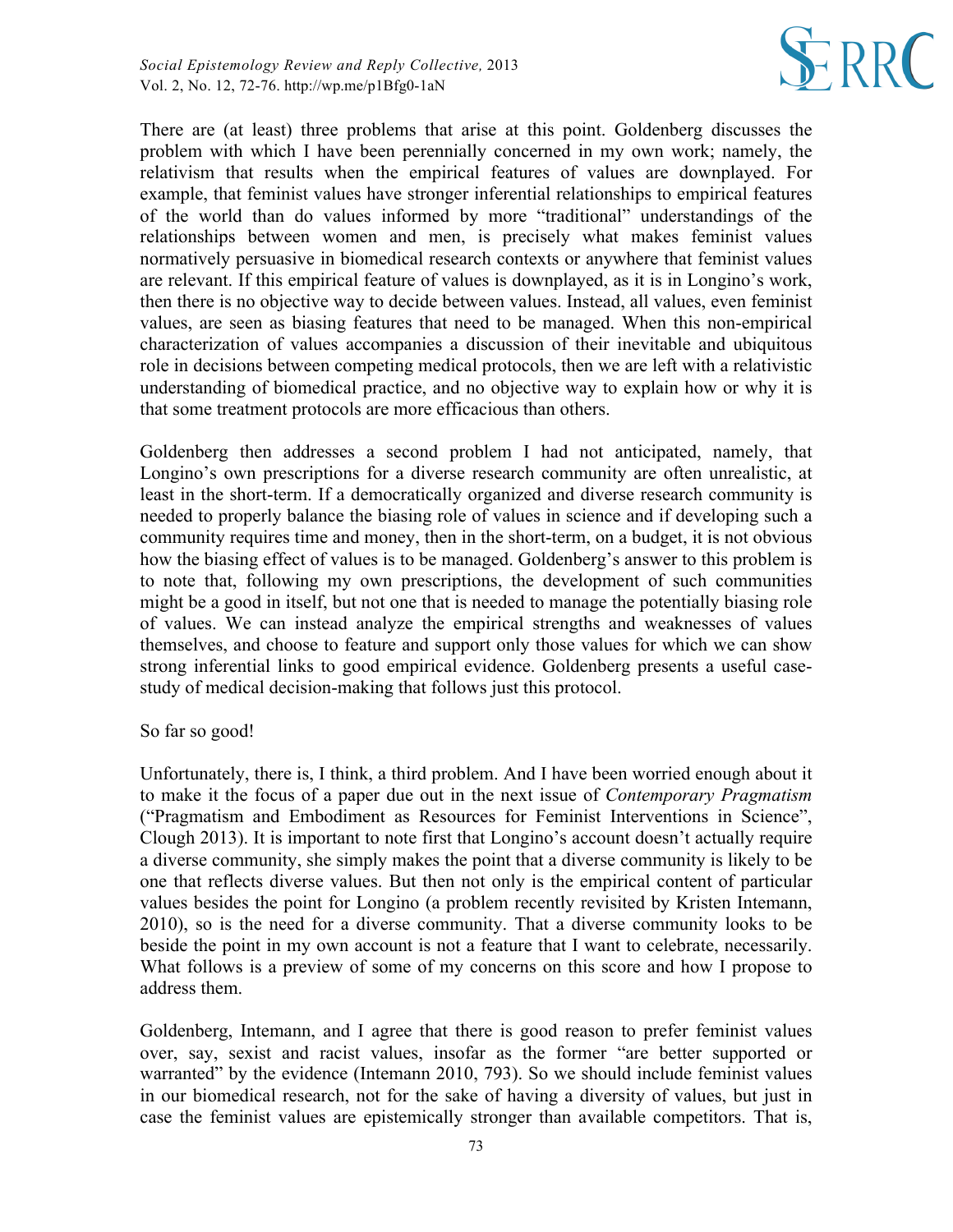There are (at least) three problems that arise at this point. Goldenberg discusses the problem with which I have been perennially concerned in my own work; namely, the relativism that results when the empirical features of values are downplayed. For example, that feminist values have stronger inferential relationships to empirical features of the world than do values informed by more "traditional" understandings of the relationships between women and men, is precisely what makes feminist values normatively persuasive in biomedical research contexts or anywhere that feminist values are relevant. If this empirical feature of values is downplayed, as it is in Longino's work, then there is no objective way to decide between values. Instead, all values, even feminist values, are seen as biasing features that need to be managed. When this non-empirical characterization of values accompanies a discussion of their inevitable and ubiquitous role in decisions between competing medical protocols, then we are left with a relativistic understanding of biomedical practice, and no objective way to explain how or why it is that some treatment protocols are more efficacious than others.

Goldenberg then addresses a second problem I had not anticipated, namely, that Longino's own prescriptions for a diverse research community are often unrealistic, at least in the short-term. If a democratically organized and diverse research community is needed to properly balance the biasing role of values in science and if developing such a community requires time and money, then in the short-term, on a budget, it is not obvious how the biasing effect of values is to be managed. Goldenberg's answer to this problem is to note that, following my own prescriptions, the development of such communities might be a good in itself, but not one that is needed to manage the potentially biasing role of values. We can instead analyze the empirical strengths and weaknesses of values themselves, and choose to feature and support only those values for which we can show strong inferential links to good empirical evidence. Goldenberg presents a useful case-study of medical decision-making that follows just this protocol.

So far so good!

Unfortunately, there is, I think, a third problem. And I have been worried enough about it to make it the focus of a paper due out in the next issue of *Contemporary Pragmatism* ("Pragmatism and Embodiment as Resources for Feminist Interventions in Science", Clough 2013). It is important to note first that Longino's account doesn't actually require a diverse community, she simply makes the point that a diverse community is likely to be one that reflects diverse values. But then not only is the empirical content of particular values besides the point for Longino (a problem recently revisited by Kristen Intemann, 2010), so is the need for a diverse community. That a diverse community looks to be beside the point in my own account is not a feature that I want to celebrate, necessarily. What follows is a preview of some of my concerns on this score and how I propose to address them.

Goldenberg, Intemann, and I agree that there is good reason to prefer feminist values over, say, sexist and racist values, insofar as the former "are better supported or warranted" by the evidence (Intemann 2010, 793). So we should include feminist values in our biomedical research, not for the sake of having a diversity of values, but just in case the feminist values are epistemically stronger than available competitors. That is,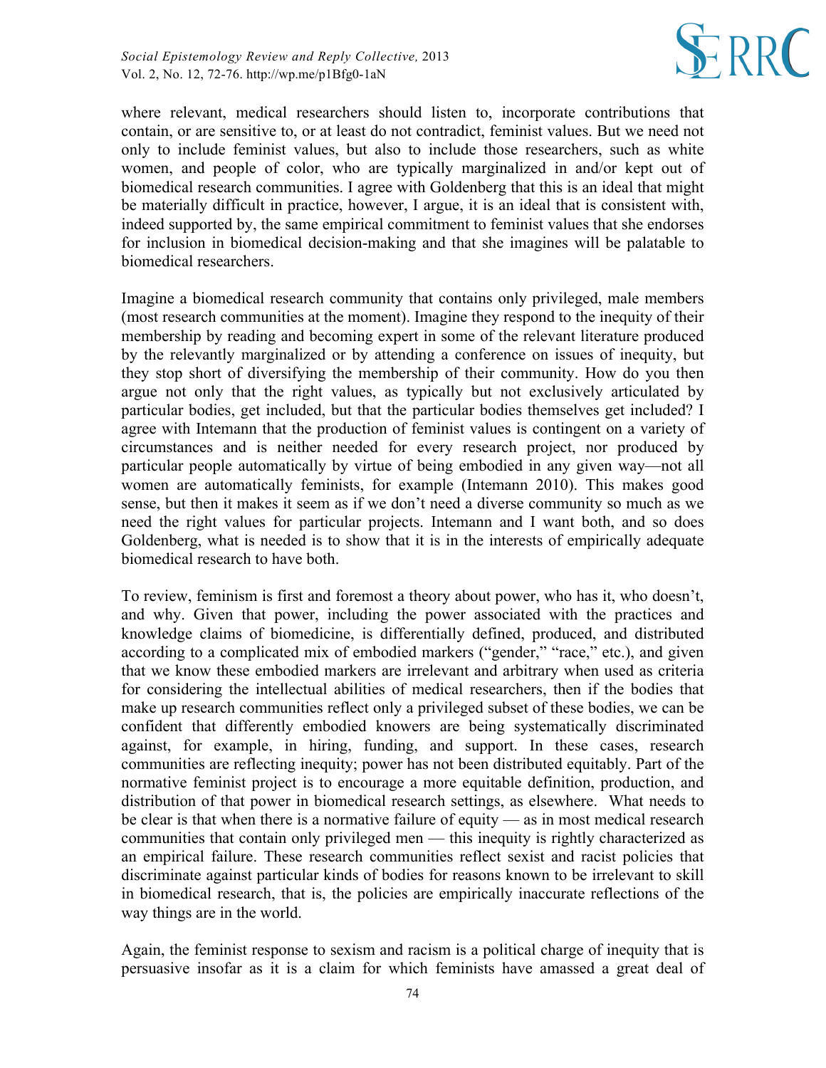where relevant, medical researchers should listen to, incorporate contributions that contain, or are sensitive to, or at least do not contradict, feminist values. But we need not only to include feminist values, but also to include those researchers, such as white women, and people of color, who are typically marginalized in and/or kept out of biomedical research communities. I agree with Goldenberg that this is an ideal that might be materially difficult in practice, however, I argue, it is an ideal that is consistent with, indeed supported by, the same empirical commitment to feminist values that she endorses for inclusion in biomedical decision-making and that she imagines will be palatable to biomedical researchers.

Imagine a biomedical research community that contains only privileged, male members (most research communities at the moment). Imagine they respond to the inequity of their membership by reading and becoming expert in some of the relevant literature produced by the relevantly marginalized or by attending a conference on issues of inequity, but they stop short of diversifying the membership of their community. How do you then argue not only that the right values, as typically but not exclusively articulated by particular bodies, get included, but that the particular bodies themselves get included? I agree with Intemann that the production of feminist values is contingent on a variety of circumstances and is neither needed for every research project, nor produced by particular people automatically by virtue of being embodied in any given way—not all women are automatically feminists, for example (Intemann 2010). This makes good sense, but then it makes it seem as if we don't need a diverse community so much as we need the right values for particular projects. Intemann and I want both, and so does Goldenberg, what is needed is to show that it is in the interests of empirically adequate biomedical research to have both.

To review, feminism is first and foremost a theory about power, who has it, who doesn't, and why. Given that power, including the power associated with the practices and knowledge claims of biomedicine, is differentially defined, produced, and distributed according to a complicated mix of embodied markers ("gender," "race," etc.), and given that we know these embodied markers are irrelevant and arbitrary when used as criteria for considering the intellectual abilities of medical researchers, then if the bodies that make up research communities reflect only a privileged subset of these bodies, we can be confident that differently embodied knowers are being systematically discriminated against, for example, in hiring, funding, and support. In these cases, research communities are reflecting inequity; power has not been distributed equitably. Part of the normative feminist project is to encourage a more equitable definition, production, and distribution of that power in biomedical research settings, as elsewhere. What needs to be clear is that when there is a normative failure of equity — as in most medical research communities that contain only privileged men — this inequity is rightly characterized as an empirical failure. These research communities reflect sexist and racist policies that discriminate against particular kinds of bodies for reasons known to be irrelevant to skill in biomedical research, that is, the policies are empirically inaccurate reflections of the way things are in the world.

Again, the feminist response to sexism and racism is a political charge of inequity that is persuasive insofar as it is a claim for which feminists have amassed a great deal of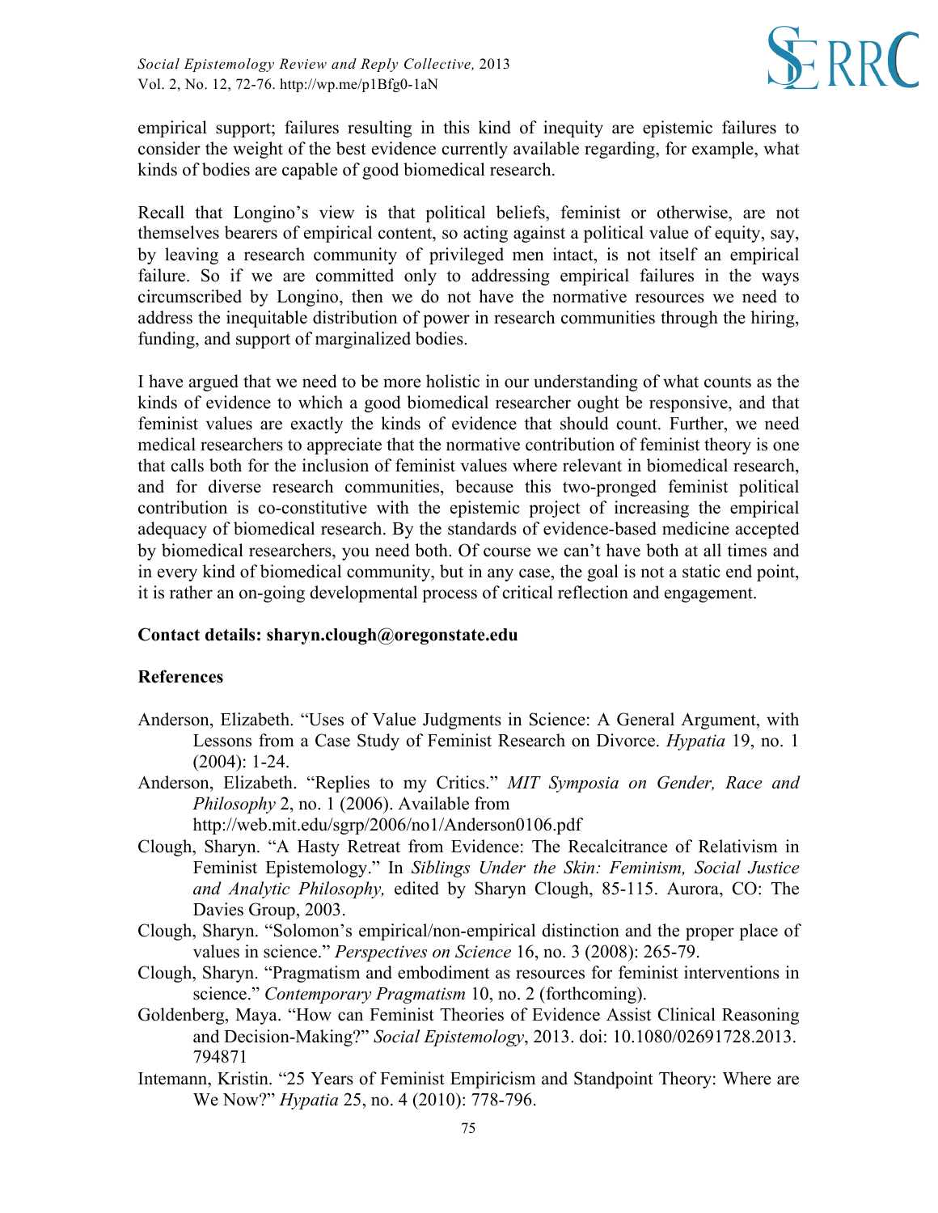empirical support; failures resulting in this kind of inequity are epistemic failures to consider the weight of the best evidence currently available regarding, for example, what kinds of bodies are capable of good biomedical research.

Recall that Longino's view is that political beliefs, feminist or otherwise, are not themselves bearers of empirical content, so acting against a political value of equity, say, by leaving a research community of privileged men intact, is not itself an empirical failure. So if we are committed only to addressing empirical failures in the ways circumscribed by Longino, then we do not have the normative resources we need to address the inequitable distribution of power in research communities through the hiring, funding, and support of marginalized bodies.

I have argued that we need to be more holistic in our understanding of what counts as the kinds of evidence to which a good biomedical researcher ought be responsive, and that feminist values are exactly the kinds of evidence that should count. Further, we need medical researchers to appreciate that the normative contribution of feminist theory is one that calls both for the inclusion of feminist values where relevant in biomedical research, and for diverse research communities, because this two-pronged feminist political contribution is co-constitutive with the epistemic project of increasing the empirical adequacy of biomedical research. By the standards of evidence-based medicine accepted by biomedical researchers, you need both. Of course we can't have both at all times and in every kind of biomedical community, but in any case, the goal is not a static end point, it is rather an on-going developmental process of critical reflection and engagement.

**Contact details: sharyn.clough@oregonstate.edu**

## References

Anderson, Elizabeth. "Uses of Value Judgments in Science: A General Argument, with Lessons from a Case Study of Feminist Research on Divorce. *Hypatia* 19, no. 1 (2004): 1-24.

Anderson, Elizabeth. "Replies to my Critics." *MIT Symposia on Gender, Race and Philosophy* 2, no. 1 (2006). Available from http://web.mit.edu/sgrp/2006/no1/Anderson0106.pdf

Clough, Sharyn. "A Hasty Retreat from Evidence: The Recalcitrance of Relativism in Feminist Epistemology." In *Siblings Under the Skin: Feminism, Social Justice and Analytic Philosophy,* edited by Sharyn Clough, 85-115. Aurora, CO: The Davies Group, 2003.

Clough, Sharyn. "Solomon's empirical/non-empirical distinction and the proper place of values in science." *Perspectives on Science* 16, no. 3 (2008): 265-79.

Clough, Sharyn. "Pragmatism and embodiment as resources for feminist interventions in science." *Contemporary Pragmatism* 10, no. 2 (forthcoming).

Goldenberg, Maya. "How can Feminist Theories of Evidence Assist Clinical Reasoning and Decision-Making?" *Social Epistemology*, 2013. doi: 10.1080/02691728.2013.794871

Intemann, Kristin. "25 Years of Feminist Empiricism and Standpoint Theory: Where are We Now?" *Hypatia* 25, no. 4 (2010): 778-796.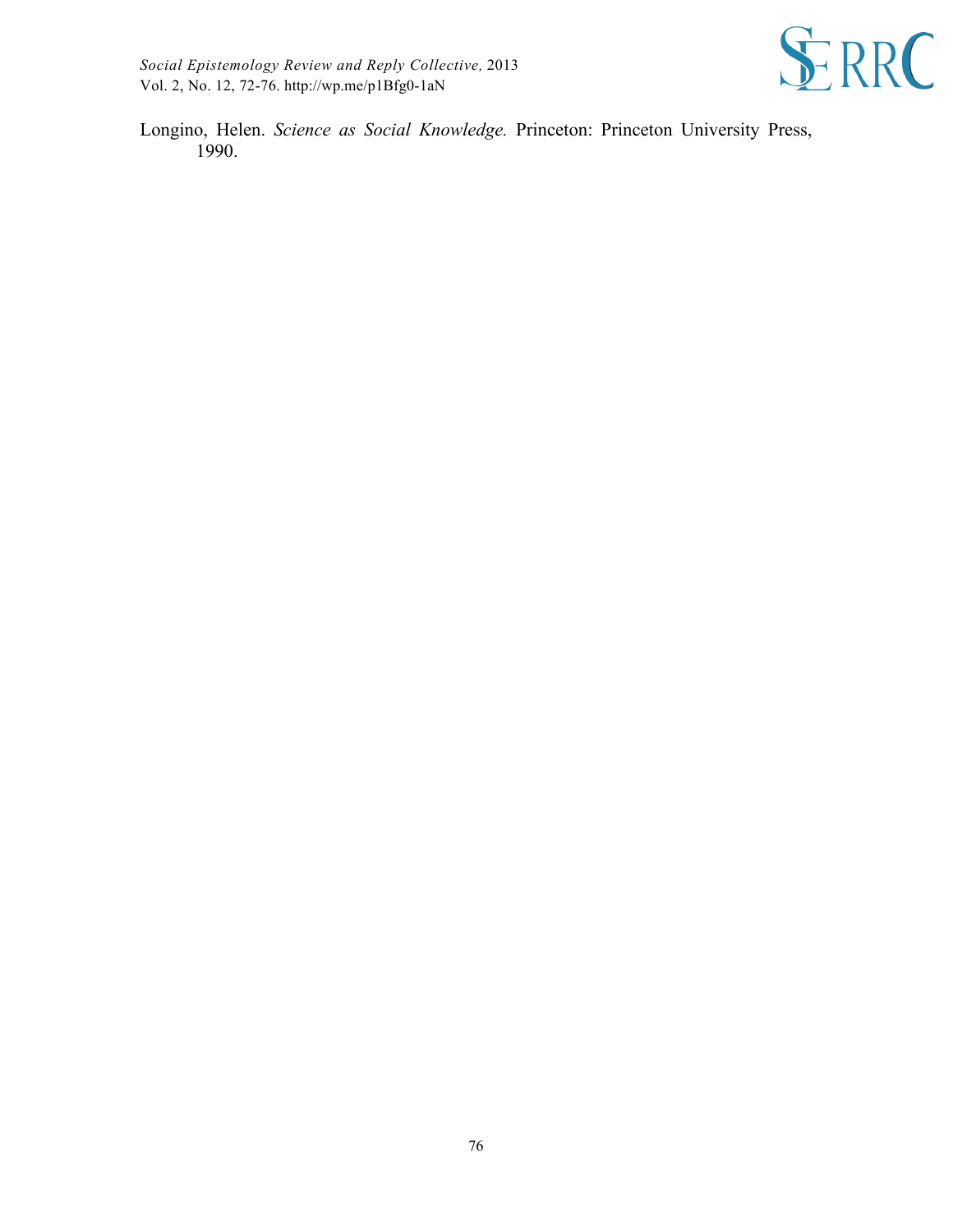Longino, Helen. *Science as Social Knowledge.* Princeton: Princeton University Press, 1990.